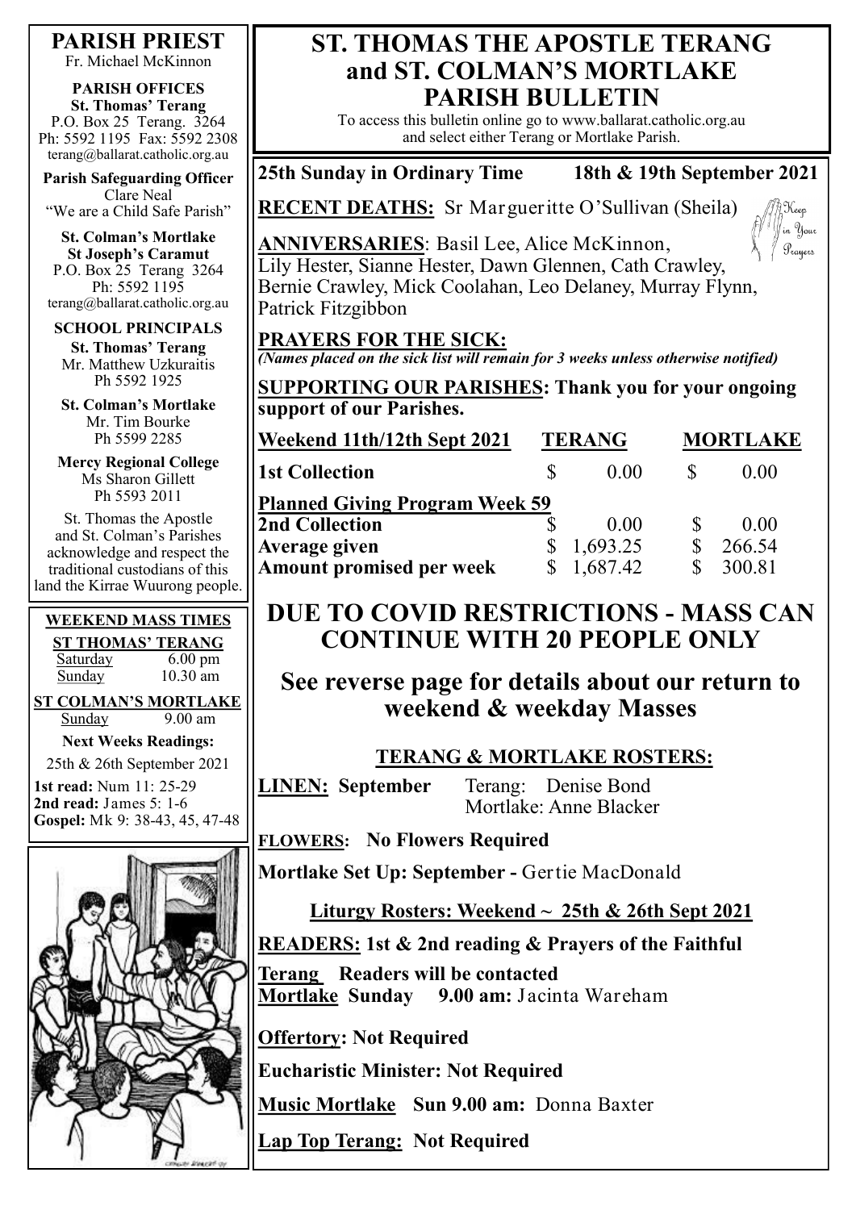# ST. THOMAS THE APOSTLE TERANG and ST. COLMAN'S MORTLAKE PARISH BULLETIN

To access this bulletin online go to www.ballarat.catholic.org.au and select either Terang or Mortlake Parish.

**25th Sunday in Ordinary Time 18th & 19th September 2021**

**RECENT DEATHS:** Sr Margueritte O'Sullivan (Sheila)

**ANNIVERSARIES**: Basil Lee, Alice McKinnon, Lily Hester, Sianne Hester, Dawn Glennen, Cath Crawley, Bernie Crawley, Mick Coolahan, Leo Delaney, Murray Flynn, Patrick Fitzgibbon

Keep in Your Prayers

**PRAYERS FOR THE SICK:**

*(Names placed on the sick list will remain for 3 weeks unless otherwise notified)*

**SUPPORTING OUR PARISHES: Thank you for your ongoing support of our Parishes.**

| Weekend 11th/12th Sept 2021 | TERANG | MORTLAKE |
|---|---|---|
| **1st Collection** | $ 0.00 | $ 0.00 |
| **Planned Giving Program Week 59** | | |
| **2nd Collection** | $ 0.00 | $ 0.00 |
| **Average given** | $ 1,693.25 | $ 266.54 |
| **Amount promised per week** | $ 1,687.42 | $ 300.81 |

## DUE TO COVID RESTRICTIONS - MASS CAN CONTINUE WITH 20 PEOPLE ONLY

### See reverse page for details about our return to weekend & weekday Masses

### TERANG & MORTLAKE ROSTERS:

**LINEN: September** Terang: Denise Bond
Mortlake: Anne Blacker

**FLOWERS: No Flowers Required**

**Mortlake Set Up: September -** Gertie MacDonald

**Liturgy Rosters: Weekend ~ 25th & 26th Sept 2021**

**READERS: 1st & 2nd reading & Prayers of the Faithful**

**Terang Readers will be contacted**
**Mortlake Sunday 9.00 am:** Jacinta Wareham

**Offertory: Not Required**

**Eucharistic Minister: Not Required**

**Music Mortlake Sun 9.00 am:** Donna Baxter

**Lap Top Terang: Not Required**

---

**PARISH PRIEST**
Fr. Michael McKinnon

**PARISH OFFICES**
**St. Thomas' Terang**
P.O. Box 25 Terang. 3264
Ph: 5592 1195 Fax: 5592 2308
terang@ballarat.catholic.org.au

**Parish Safeguarding Officer**
Clare Neal
"We are a Child Safe Parish"

**St. Colman's Mortlake**
**St Joseph's Caramut**
P.O. Box 25 Terang 3264
Ph: 5592 1195
terang@ballarat.catholic.org.au

**SCHOOL PRINCIPALS**
**St. Thomas' Terang**
Mr. Matthew Uzkuraitis
Ph 5592 1925

**St. Colman's Mortlake**
Mr. Tim Bourke
Ph 5599 2285

**Mercy Regional College**
Ms Sharon Gillett
Ph 5593 2011

St. Thomas the Apostle and St. Colman's Parishes acknowledge and respect the traditional custodians of this land the Kirrae Wuurong people.

**WEEKEND MASS TIMES**

**ST THOMAS' TERANG**
Saturday 6.00 pm
Sunday 10.30 am

**ST COLMAN'S MORTLAKE**
Sunday 9.00 am

**Next Weeks Readings:**
25th & 26th September 2021

**1st read:** Num 11: 25-29
**2nd read:** James 5: 1-6
**Gospel:** Mk 9: 38-43, 45, 47-48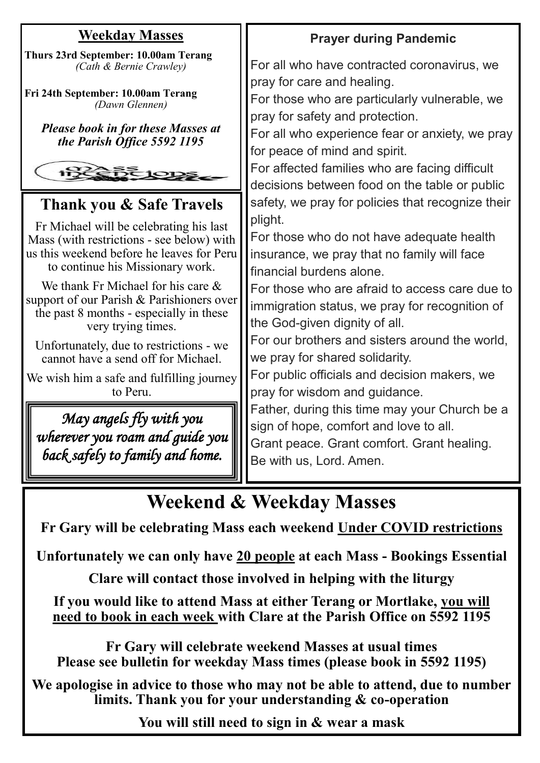## Weekday Masses

**Thurs 23rd September: 10.00am Terang**
*(Cath & Bernie Crawley)*

**Fri 24th September: 10.00am Terang**
*(Dawn Glennen)*

***Please book in for these Masses at the Parish Office 5592 1195***

Mass intentions

## Thank you & Safe Travels

Fr Michael will be celebrating his last Mass (with restrictions - see below) with us this weekend before he leaves for Peru to continue his Missionary work.

We thank Fr Michael for his care & support of our Parish & Parishioners over the past 8 months - especially in these very trying times.

Unfortunately, due to restrictions - we cannot have a send off for Michael.

We wish him a safe and fulfilling journey to Peru.

*May angels fly with you wherever you roam and guide you back safely to family and home.*

### Prayer during Pandemic

For all who have contracted coronavirus, we pray for care and healing.
For those who are particularly vulnerable, we pray for safety and protection.
For all who experience fear or anxiety, we pray for peace of mind and spirit.
For affected families who are facing difficult decisions between food on the table or public safety, we pray for policies that recognize their plight.
For those who do not have adequate health insurance, we pray that no family will face financial burdens alone.
For those who are afraid to access care due to immigration status, we pray for recognition of the God-given dignity of all.
For our brothers and sisters around the world, we pray for shared solidarity.
For public officials and decision makers, we pray for wisdom and guidance.
Father, during this time may your Church be a sign of hope, comfort and love to all.
Grant peace. Grant comfort. Grant healing.
Be with us, Lord. Amen.

# Weekend & Weekday Masses

**Fr Gary will be celebrating Mass each weekend Under COVID restrictions**

**Unfortunately we can only have 20 people at each Mass - Bookings Essential**

**Clare will contact those involved in helping with the liturgy**

**If you would like to attend Mass at either Terang or Mortlake, you will need to book in each week with Clare at the Parish Office on 5592 1195**

**Fr Gary will celebrate weekend Masses at usual times**
**Please see bulletin for weekday Mass times (please book in 5592 1195)**

**We apologise in advice to those who may not be able to attend, due to number limits. Thank you for your understanding & co-operation**

**You will still need to sign in & wear a mask**